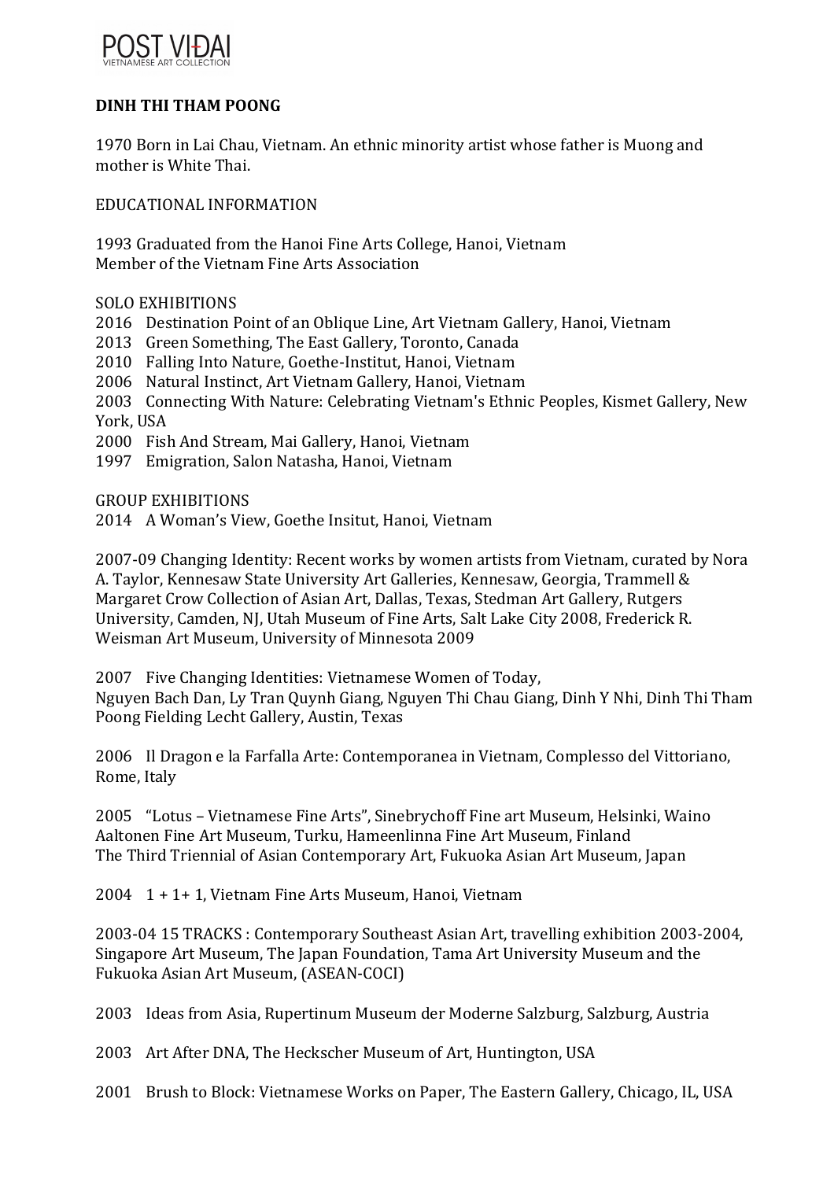POST VIĐAI
VIETNAMESE ART COLLECTION

**DINH THI THAM POONG**

1970 Born in Lai Chau, Vietnam. An ethnic minority artist whose father is Muong and mother is White Thai.

EDUCATIONAL INFORMATION

1993 Graduated from the Hanoi Fine Arts College, Hanoi, Vietnam
Member of the Vietnam Fine Arts Association

SOLO EXHIBITIONS

2016 Destination Point of an Oblique Line, Art Vietnam Gallery, Hanoi, Vietnam
2013 Green Something, The East Gallery, Toronto, Canada
2010 Falling Into Nature, Goethe-Institut, Hanoi, Vietnam
2006 Natural Instinct, Art Vietnam Gallery, Hanoi, Vietnam
2003 Connecting With Nature: Celebrating Vietnam's Ethnic Peoples, Kismet Gallery, New York, USA
2000 Fish And Stream, Mai Gallery, Hanoi, Vietnam
1997 Emigration, Salon Natasha, Hanoi, Vietnam

GROUP EXHIBITIONS

2014 A Woman's View, Goethe Insitut, Hanoi, Vietnam

2007-09 Changing Identity: Recent works by women artists from Vietnam, curated by Nora A. Taylor, Kennesaw State University Art Galleries, Kennesaw, Georgia, Trammell & Margaret Crow Collection of Asian Art, Dallas, Texas, Stedman Art Gallery, Rutgers University, Camden, NJ, Utah Museum of Fine Arts, Salt Lake City 2008, Frederick R. Weisman Art Museum, University of Minnesota 2009

2007 Five Changing Identities: Vietnamese Women of Today,
Nguyen Bach Dan, Ly Tran Quynh Giang, Nguyen Thi Chau Giang, Dinh Y Nhi, Dinh Thi Tham Poong Fielding Lecht Gallery, Austin, Texas

2006 Il Dragon e la Farfalla Arte: Contemporanea in Vietnam, Complesso del Vittoriano, Rome, Italy

2005 "Lotus – Vietnamese Fine Arts", Sinebrychoff Fine art Museum, Helsinki, Waino Aaltonen Fine Art Museum, Turku, Hameenlinna Fine Art Museum, Finland
The Third Triennial of Asian Contemporary Art, Fukuoka Asian Art Museum, Japan

2004 1 + 1+ 1, Vietnam Fine Arts Museum, Hanoi, Vietnam

2003-04 15 TRACKS : Contemporary Southeast Asian Art, travelling exhibition 2003-2004, Singapore Art Museum, The Japan Foundation, Tama Art University Museum and the Fukuoka Asian Art Museum, (ASEAN-COCI)

2003 Ideas from Asia, Rupertinum Museum der Moderne Salzburg, Salzburg, Austria

2003 Art After DNA, The Heckscher Museum of Art, Huntington, USA

2001 Brush to Block: Vietnamese Works on Paper, The Eastern Gallery, Chicago, IL, USA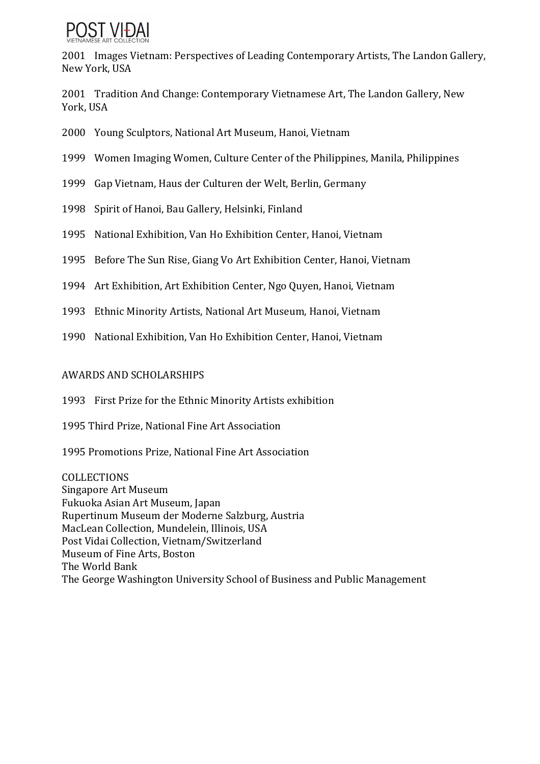2001 Images Vietnam: Perspectives of Leading Contemporary Artists, The Landon Gallery, New York, USA

2001 Tradition And Change: Contemporary Vietnamese Art, The Landon Gallery, New York, USA

2000 Young Sculptors, National Art Museum, Hanoi, Vietnam

1999 Women Imaging Women, Culture Center of the Philippines, Manila, Philippines

1999 Gap Vietnam, Haus der Culturen der Welt, Berlin, Germany

1998 Spirit of Hanoi, Bau Gallery, Helsinki, Finland

1995 National Exhibition, Van Ho Exhibition Center, Hanoi, Vietnam

1995 Before The Sun Rise, Giang Vo Art Exhibition Center, Hanoi, Vietnam

1994 Art Exhibition, Art Exhibition Center, Ngo Quyen, Hanoi, Vietnam

1993 Ethnic Minority Artists, National Art Museum, Hanoi, Vietnam

1990 National Exhibition, Van Ho Exhibition Center, Hanoi, Vietnam

## AWARDS AND SCHOLARSHIPS

1993 First Prize for the Ethnic Minority Artists exhibition

1995 Third Prize, National Fine Art Association

1995 Promotions Prize, National Fine Art Association

## COLLECTIONS

Singapore Art Museum
Fukuoka Asian Art Museum, Japan
Rupertinum Museum der Moderne Salzburg, Austria
MacLean Collection, Mundelein, Illinois, USA
Post Vidai Collection, Vietnam/Switzerland
Museum of Fine Arts, Boston
The World Bank
The George Washington University School of Business and Public Management